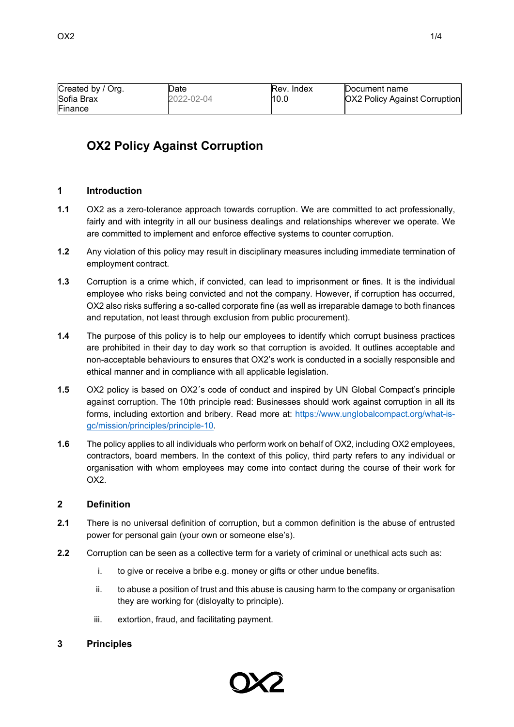| Created by / Org. | Date | Rev. Index | Document name |
| --- | --- | --- | --- |
| Sofia Brax<br>Finance | 2022-02-04 | 10.0 | OX2 Policy Against Corruption |

# OX2 Policy Against Corruption

## 1 Introduction

**1.1** OX2 as a zero-tolerance approach towards corruption. We are committed to act professionally, fairly and with integrity in all our business dealings and relationships wherever we operate. We are committed to implement and enforce effective systems to counter corruption.

**1.2** Any violation of this policy may result in disciplinary measures including immediate termination of employment contract.

**1.3** Corruption is a crime which, if convicted, can lead to imprisonment or fines. It is the individual employee who risks being convicted and not the company. However, if corruption has occurred, OX2 also risks suffering a so-called corporate fine (as well as irreparable damage to both finances and reputation, not least through exclusion from public procurement).

**1.4** The purpose of this policy is to help our employees to identify which corrupt business practices are prohibited in their day to day work so that corruption is avoided. It outlines acceptable and non-acceptable behaviours to ensures that OX2's work is conducted in a socially responsible and ethical manner and in compliance with all applicable legislation.

**1.5** OX2 policy is based on OX2´s code of conduct and inspired by UN Global Compact's principle against corruption. The 10th principle read: Businesses should work against corruption in all its forms, including extortion and bribery. Read more at: [https://www.unglobalcompact.org/what-is-gc/mission/principles/principle-10](https://www.unglobalcompact.org/what-is-gc/mission/principles/principle-10).

**1.6** The policy applies to all individuals who perform work on behalf of OX2, including OX2 employees, contractors, board members. In the context of this policy, third party refers to any individual or organisation with whom employees may come into contact during the course of their work for OX2.

## 2 Definition

**2.1** There is no universal definition of corruption, but a common definition is the abuse of entrusted power for personal gain (your own or someone else's).

**2.2** Corruption can be seen as a collective term for a variety of criminal or unethical acts such as:

i. to give or receive a bribe e.g. money or gifts or other undue benefits.

ii. to abuse a position of trust and this abuse is causing harm to the company or organisation they are working for (disloyalty to principle).

iii. extortion, fraud, and facilitating payment.

## 3 Principles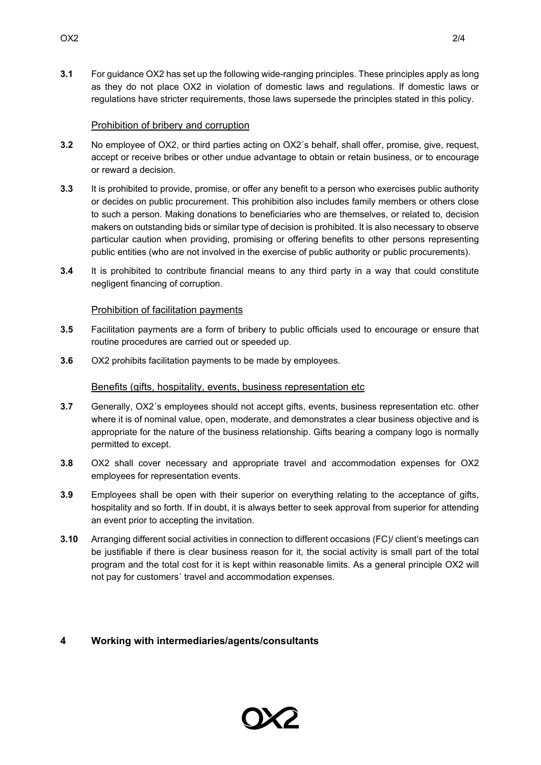**3.1** For guidance OX2 has set up the following wide-ranging principles. These principles apply as long as they do not place OX2 in violation of domestic laws and regulations. If domestic laws or regulations have stricter requirements, those laws supersede the principles stated in this policy.

Prohibition of bribery and corruption

**3.2** No employee of OX2, or third parties acting on OX2´s behalf, shall offer, promise, give, request, accept or receive bribes or other undue advantage to obtain or retain business, or to encourage or reward a decision.

**3.3** It is prohibited to provide, promise, or offer any benefit to a person who exercises public authority or decides on public procurement. This prohibition also includes family members or others close to such a person. Making donations to beneficiaries who are themselves, or related to, decision makers on outstanding bids or similar type of decision is prohibited. It is also necessary to observe particular caution when providing, promising or offering benefits to other persons representing public entities (who are not involved in the exercise of public authority or public procurements).

**3.4** It is prohibited to contribute financial means to any third party in a way that could constitute negligent financing of corruption.

Prohibition of facilitation payments

**3.5** Facilitation payments are a form of bribery to public officials used to encourage or ensure that routine procedures are carried out or speeded up.

**3.6** OX2 prohibits facilitation payments to be made by employees.

Benefits (gifts, hospitality, events, business representation etc

**3.7** Generally, OX2´s employees should not accept gifts, events, business representation etc. other where it is of nominal value, open, moderate, and demonstrates a clear business objective and is appropriate for the nature of the business relationship. Gifts bearing a company logo is normally permitted to except.

**3.8** OX2 shall cover necessary and appropriate travel and accommodation expenses for OX2 employees for representation events.

**3.9** Employees shall be open with their superior on everything relating to the acceptance of gifts, hospitality and so forth. If in doubt, it is always better to seek approval from superior for attending an event prior to accepting the invitation.

**3.10** Arranging different social activities in connection to different occasions (FC)/ client's meetings can be justifiable if there is clear business reason for it, the social activity is small part of the total program and the total cost for it is kept within reasonable limits. As a general principle OX2 will not pay for customers´ travel and accommodation expenses.

## 4 Working with intermediaries/agents/consultants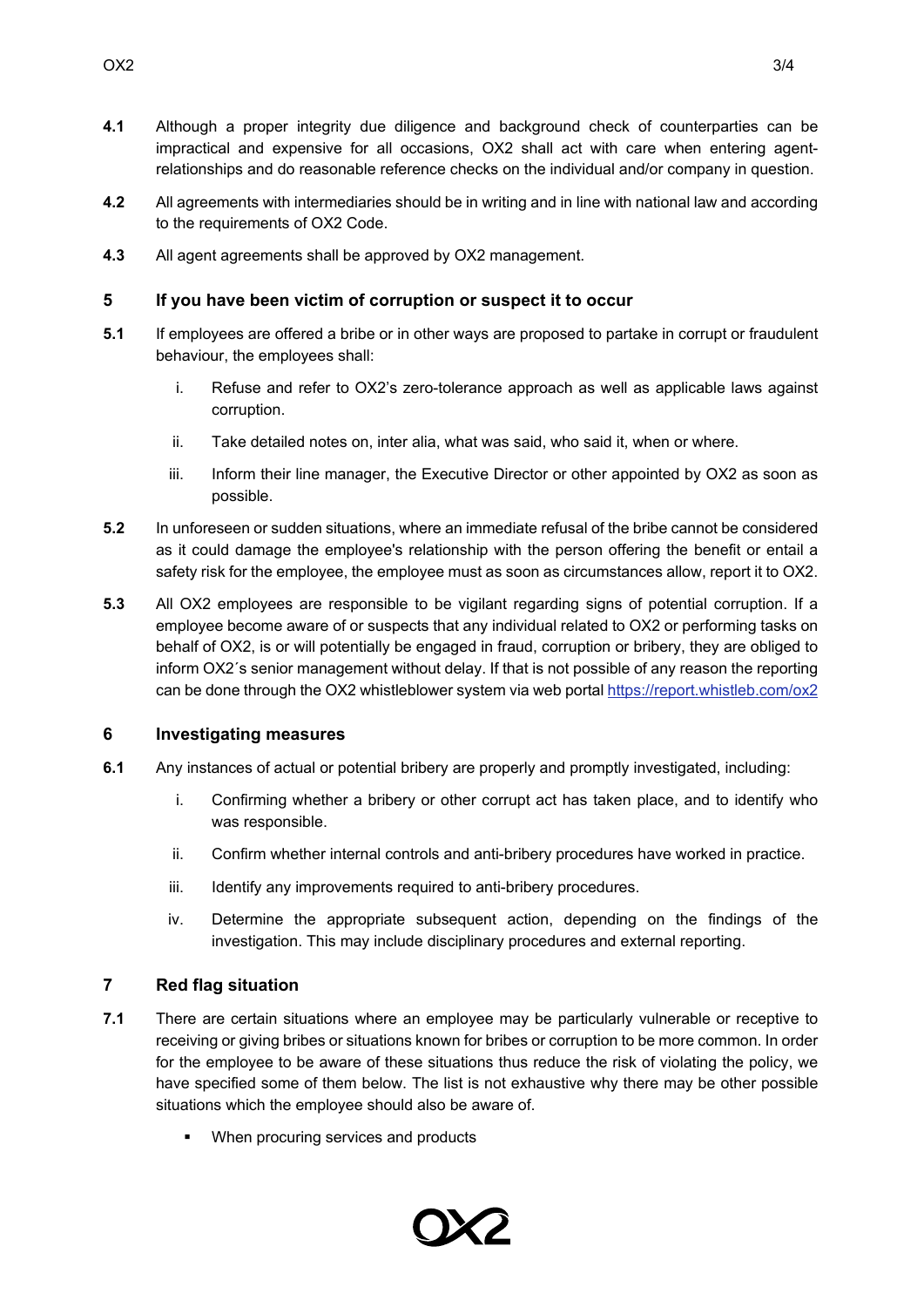**4.1** Although a proper integrity due diligence and background check of counterparties can be impractical and expensive for all occasions, OX2 shall act with care when entering agent-relationships and do reasonable reference checks on the individual and/or company in question.

**4.2** All agreements with intermediaries should be in writing and in line with national law and according to the requirements of OX2 Code.

**4.3** All agent agreements shall be approved by OX2 management.

## 5 If you have been victim of corruption or suspect it to occur

**5.1** If employees are offered a bribe or in other ways are proposed to partake in corrupt or fraudulent behaviour, the employees shall:

i. Refuse and refer to OX2's zero-tolerance approach as well as applicable laws against corruption.

ii. Take detailed notes on, inter alia, what was said, who said it, when or where.

iii. Inform their line manager, the Executive Director or other appointed by OX2 as soon as possible.

**5.2** In unforeseen or sudden situations, where an immediate refusal of the bribe cannot be considered as it could damage the employee's relationship with the person offering the benefit or entail a safety risk for the employee, the employee must as soon as circumstances allow, report it to OX2.

**5.3** All OX2 employees are responsible to be vigilant regarding signs of potential corruption. If a employee become aware of or suspects that any individual related to OX2 or performing tasks on behalf of OX2, is or will potentially be engaged in fraud, corruption or bribery, they are obliged to inform OX2´s senior management without delay. If that is not possible of any reason the reporting can be done through the OX2 whistleblower system via web portal https://report.whistleb.com/ox2

## 6 Investigating measures

**6.1** Any instances of actual or potential bribery are properly and promptly investigated, including:

i. Confirming whether a bribery or other corrupt act has taken place, and to identify who was responsible.

ii. Confirm whether internal controls and anti-bribery procedures have worked in practice.

iii. Identify any improvements required to anti-bribery procedures.

iv. Determine the appropriate subsequent action, depending on the findings of the investigation. This may include disciplinary procedures and external reporting.

## 7 Red flag situation

**7.1** There are certain situations where an employee may be particularly vulnerable or receptive to receiving or giving bribes or situations known for bribes or corruption to be more common. In order for the employee to be aware of these situations thus reduce the risk of violating the policy, we have specified some of them below. The list is not exhaustive why there may be other possible situations which the employee should also be aware of.

- When procuring services and products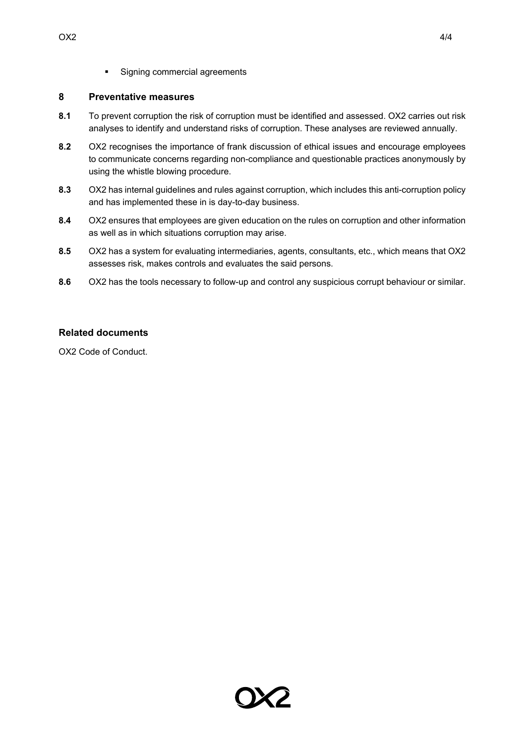- Signing commercial agreements

## 8 Preventative measures

**8.1** To prevent corruption the risk of corruption must be identified and assessed. OX2 carries out risk analyses to identify and understand risks of corruption. These analyses are reviewed annually.

**8.2** OX2 recognises the importance of frank discussion of ethical issues and encourage employees to communicate concerns regarding non-compliance and questionable practices anonymously by using the whistle blowing procedure.

**8.3** OX2 has internal guidelines and rules against corruption, which includes this anti-corruption policy and has implemented these in is day-to-day business.

**8.4** OX2 ensures that employees are given education on the rules on corruption and other information as well as in which situations corruption may arise.

**8.5** OX2 has a system for evaluating intermediaries, agents, consultants, etc., which means that OX2 assesses risk, makes controls and evaluates the said persons.

**8.6** OX2 has the tools necessary to follow-up and control any suspicious corrupt behaviour or similar.

## Related documents

OX2 Code of Conduct.